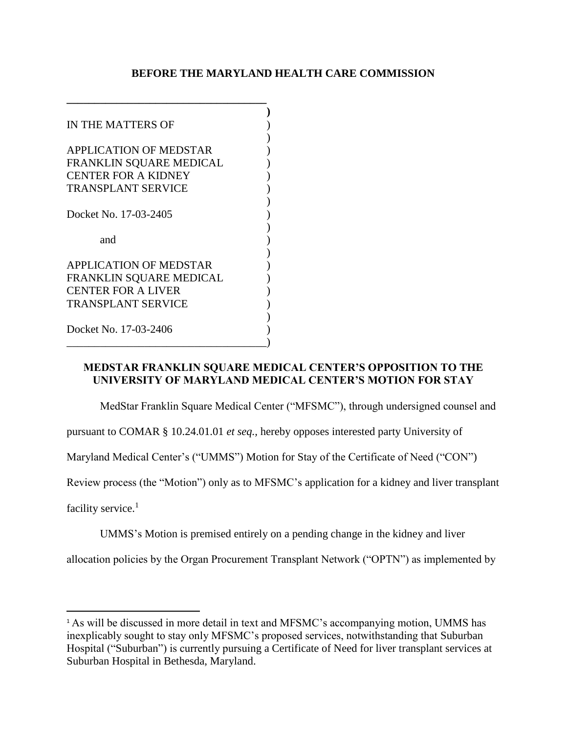**BEFORE THE MARYLAND HEALTH CARE COMMISSION**

IN THE MATTERS OF

APPLICATION OF MEDSTAR FRANKLIN SQUARE MEDICAL CENTER FOR A KIDNEY TRANSPLANT SERVICE

Docket No. 17-03-2405

and

APPLICATION OF MEDSTAR FRANKLIN SQUARE MEDICAL CENTER FOR A LIVER TRANSPLANT SERVICE

Docket No. 17-03-2406

**MEDSTAR FRANKLIN SQUARE MEDICAL CENTER'S OPPOSITION TO THE UNIVERSITY OF MARYLAND MEDICAL CENTER'S MOTION FOR STAY**

MedStar Franklin Square Medical Center ("MFSMC"), through undersigned counsel and pursuant to COMAR § 10.24.01.01 *et seq.,* hereby opposes interested party University of Maryland Medical Center's ("UMMS") Motion for Stay of the Certificate of Need ("CON") Review process (the "Motion") only as to MFSMC's application for a kidney and liver transplant facility service.[1]

UMMS's Motion is premised entirely on a pending change in the kidney and liver allocation policies by the Organ Procurement Transplant Network ("OPTN") as implemented by

[1] As will be discussed in more detail in text and MFSMC's accompanying motion, UMMS has inexplicably sought to stay only MFSMC's proposed services, notwithstanding that Suburban Hospital ("Suburban") is currently pursuing a Certificate of Need for liver transplant services at Suburban Hospital in Bethesda, Maryland.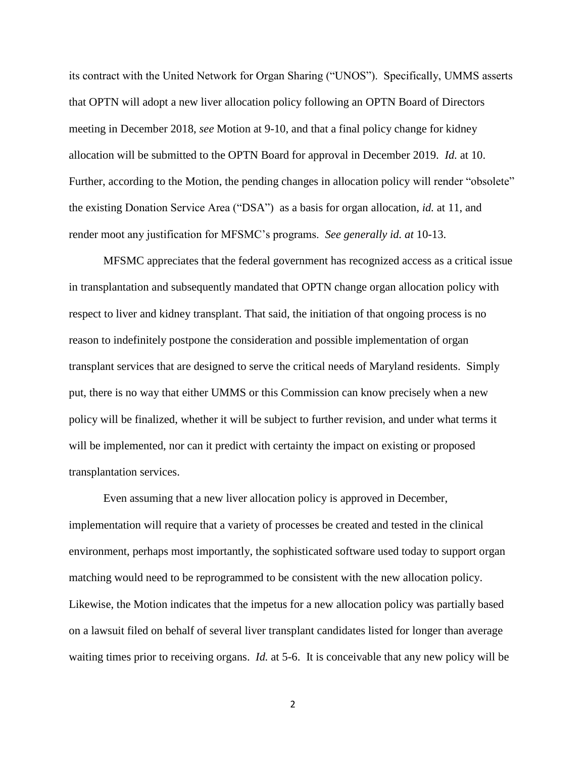its contract with the United Network for Organ Sharing ("UNOS"). Specifically, UMMS asserts that OPTN will adopt a new liver allocation policy following an OPTN Board of Directors meeting in December 2018, *see* Motion at 9-10, and that a final policy change for kidney allocation will be submitted to the OPTN Board for approval in December 2019. *Id.* at 10. Further, according to the Motion, the pending changes in allocation policy will render "obsolete" the existing Donation Service Area ("DSA") as a basis for organ allocation, *id.* at 11, and render moot any justification for MFSMC's programs. *See generally id. at* 10-13.

MFSMC appreciates that the federal government has recognized access as a critical issue in transplantation and subsequently mandated that OPTN change organ allocation policy with respect to liver and kidney transplant. That said, the initiation of that ongoing process is no reason to indefinitely postpone the consideration and possible implementation of organ transplant services that are designed to serve the critical needs of Maryland residents. Simply put, there is no way that either UMMS or this Commission can know precisely when a new policy will be finalized, whether it will be subject to further revision, and under what terms it will be implemented, nor can it predict with certainty the impact on existing or proposed transplantation services.

Even assuming that a new liver allocation policy is approved in December, implementation will require that a variety of processes be created and tested in the clinical environment, perhaps most importantly, the sophisticated software used today to support organ matching would need to be reprogrammed to be consistent with the new allocation policy. Likewise, the Motion indicates that the impetus for a new allocation policy was partially based on a lawsuit filed on behalf of several liver transplant candidates listed for longer than average waiting times prior to receiving organs. *Id.* at 5-6. It is conceivable that any new policy will be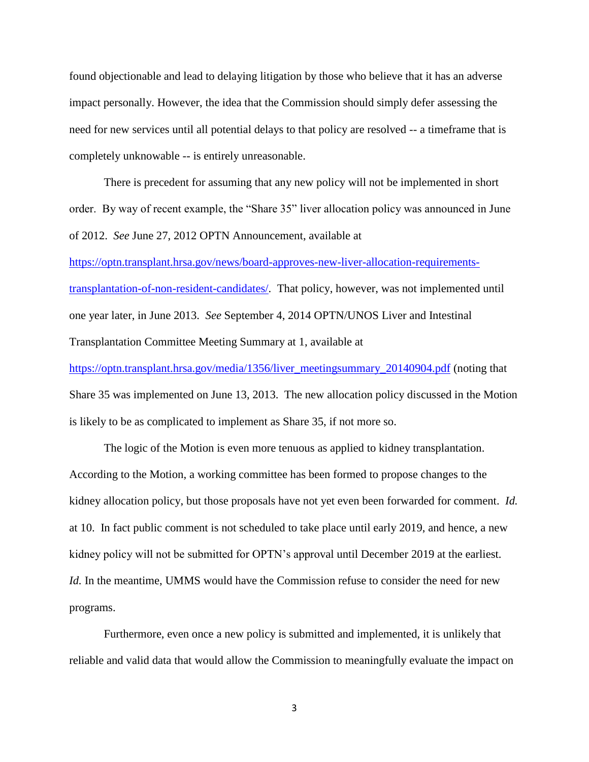found objectionable and lead to delaying litigation by those who believe that it has an adverse impact personally. However, the idea that the Commission should simply defer assessing the need for new services until all potential delays to that policy are resolved -- a timeframe that is completely unknowable -- is entirely unreasonable.

There is precedent for assuming that any new policy will not be implemented in short order. By way of recent example, the "Share 35" liver allocation policy was announced in June of 2012. *See* June 27, 2012 OPTN Announcement, available at https://optn.transplant.hrsa.gov/news/board-approves-new-liver-allocation-requirements-transplantation-of-non-resident-candidates/. That policy, however, was not implemented until one year later, in June 2013. *See* September 4, 2014 OPTN/UNOS Liver and Intestinal Transplantation Committee Meeting Summary at 1, available at https://optn.transplant.hrsa.gov/media/1356/liver_meetingsummary_20140904.pdf (noting that Share 35 was implemented on June 13, 2013. The new allocation policy discussed in the Motion is likely to be as complicated to implement as Share 35, if not more so.

The logic of the Motion is even more tenuous as applied to kidney transplantation. According to the Motion, a working committee has been formed to propose changes to the kidney allocation policy, but those proposals have not yet even been forwarded for comment. *Id.* at 10. In fact public comment is not scheduled to take place until early 2019, and hence, a new kidney policy will not be submitted for OPTN's approval until December 2019 at the earliest. *Id.* In the meantime, UMMS would have the Commission refuse to consider the need for new programs.

Furthermore, even once a new policy is submitted and implemented, it is unlikely that reliable and valid data that would allow the Commission to meaningfully evaluate the impact on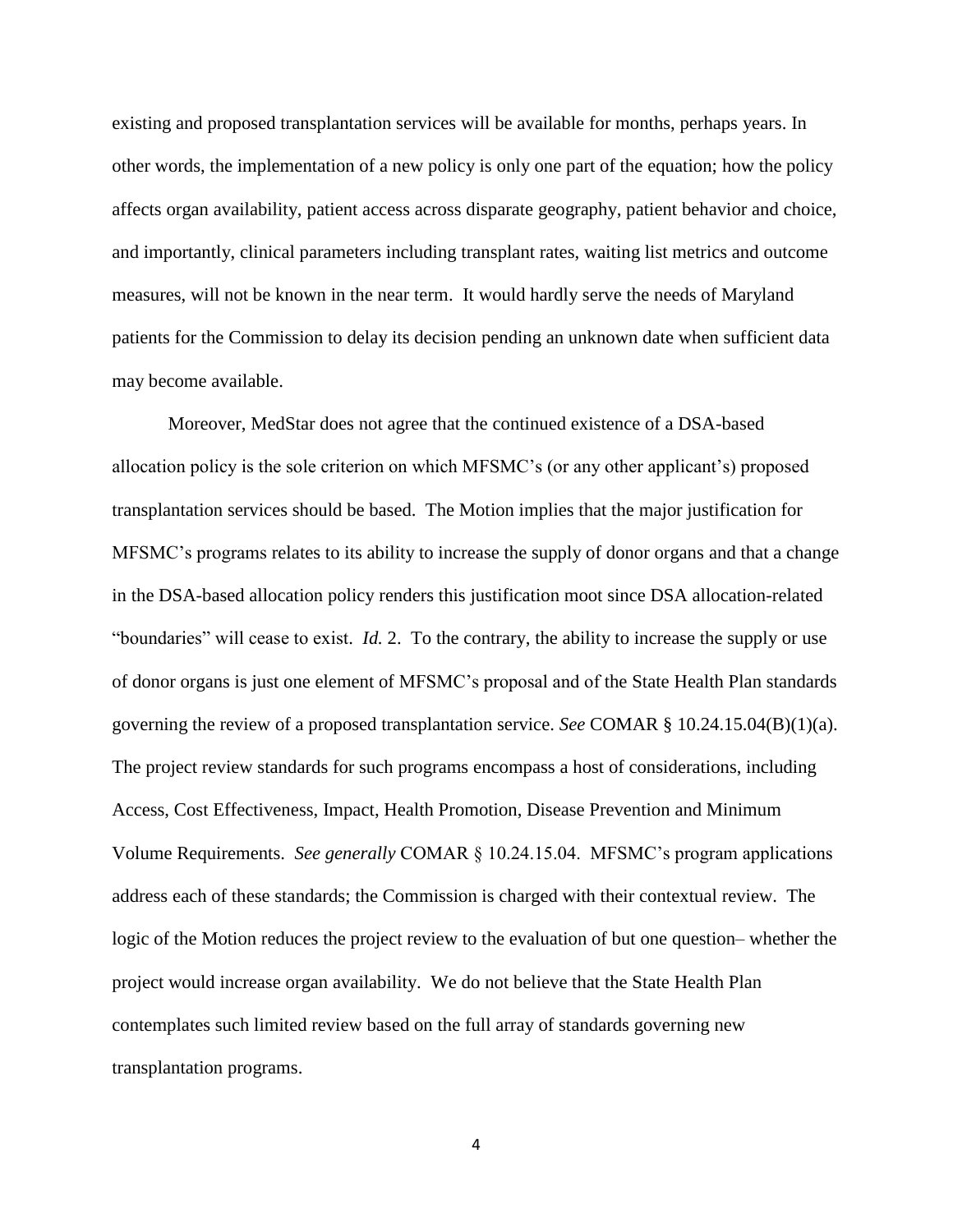existing and proposed transplantation services will be available for months, perhaps years. In other words, the implementation of a new policy is only one part of the equation; how the policy affects organ availability, patient access across disparate geography, patient behavior and choice, and importantly, clinical parameters including transplant rates, waiting list metrics and outcome measures, will not be known in the near term. It would hardly serve the needs of Maryland patients for the Commission to delay its decision pending an unknown date when sufficient data may become available.

Moreover, MedStar does not agree that the continued existence of a DSA-based allocation policy is the sole criterion on which MFSMC's (or any other applicant's) proposed transplantation services should be based. The Motion implies that the major justification for MFSMC's programs relates to its ability to increase the supply of donor organs and that a change in the DSA-based allocation policy renders this justification moot since DSA allocation-related "boundaries" will cease to exist. *Id.* 2. To the contrary, the ability to increase the supply or use of donor organs is just one element of MFSMC's proposal and of the State Health Plan standards governing the review of a proposed transplantation service. *See* COMAR § 10.24.15.04(B)(1)(a). The project review standards for such programs encompass a host of considerations, including Access, Cost Effectiveness, Impact, Health Promotion, Disease Prevention and Minimum Volume Requirements. *See generally* COMAR § 10.24.15.04. MFSMC's program applications address each of these standards; the Commission is charged with their contextual review. The logic of the Motion reduces the project review to the evaluation of but one question– whether the project would increase organ availability. We do not believe that the State Health Plan contemplates such limited review based on the full array of standards governing new transplantation programs.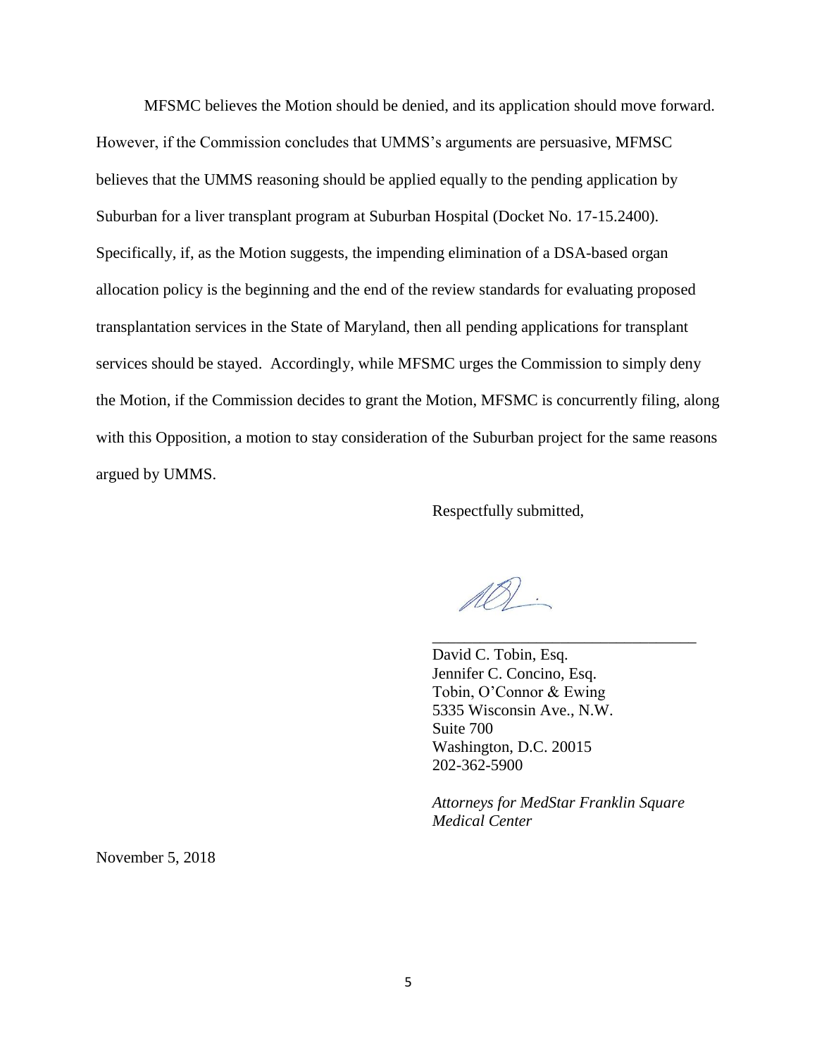MFSMC believes the Motion should be denied, and its application should move forward. However, if the Commission concludes that UMMS's arguments are persuasive, MFMSC believes that the UMMS reasoning should be applied equally to the pending application by Suburban for a liver transplant program at Suburban Hospital (Docket No. 17-15.2400). Specifically, if, as the Motion suggests, the impending elimination of a DSA-based organ allocation policy is the beginning and the end of the review standards for evaluating proposed transplantation services in the State of Maryland, then all pending applications for transplant services should be stayed. Accordingly, while MFSMC urges the Commission to simply deny the Motion, if the Commission decides to grant the Motion, MFSMC is concurrently filing, along with this Opposition, a motion to stay consideration of the Suburban project for the same reasons argued by UMMS.

Respectfully submitted,

_________________________________

David C. Tobin, Esq.
Jennifer C. Concino, Esq.
Tobin, O'Connor & Ewing
5335 Wisconsin Ave., N.W.
Suite 700
Washington, D.C. 20015
202-362-5900

*Attorneys for MedStar Franklin Square Medical Center*

November 5, 2018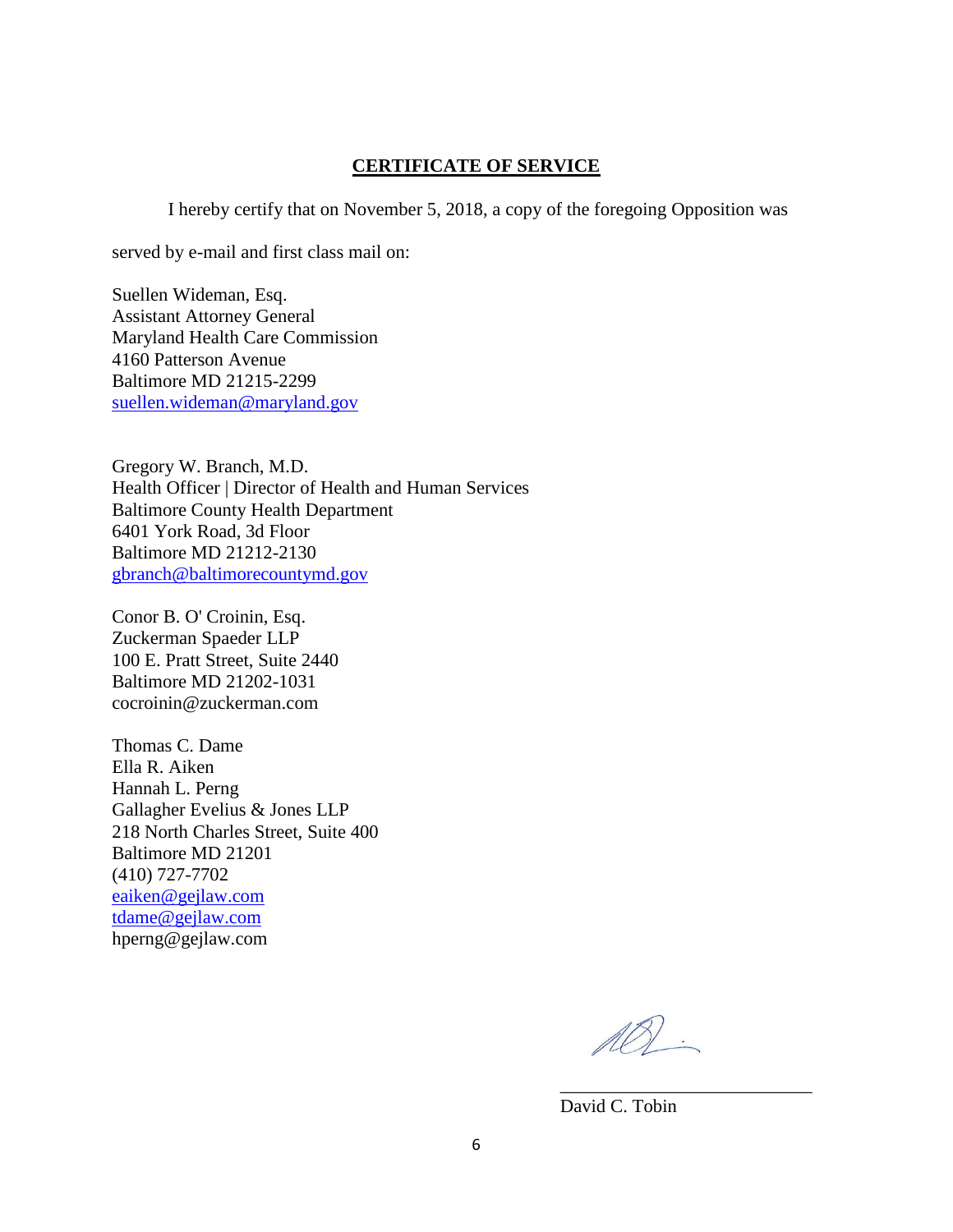## **CERTIFICATE OF SERVICE**

I hereby certify that on November 5, 2018, a copy of the foregoing Opposition was served by e-mail and first class mail on:

Suellen Wideman, Esq.
Assistant Attorney General
Maryland Health Care Commission
4160 Patterson Avenue
Baltimore MD 21215-2299
suellen.wideman@maryland.gov

Gregory W. Branch, M.D.
Health Officer | Director of Health and Human Services
Baltimore County Health Department
6401 York Road, 3d Floor
Baltimore MD 21212-2130
gbranch@baltimorecountymd.gov

Conor B. O' Croinin, Esq.
Zuckerman Spaeder LLP
100 E. Pratt Street, Suite 2440
Baltimore MD 21202-1031
cocroinin@zuckerman.com

Thomas C. Dame
Ella R. Aiken
Hannah L. Perng
Gallagher Evelius & Jones LLP
218 North Charles Street, Suite 400
Baltimore MD 21201
(410) 727-7702
eaiken@gejlaw.com
tdame@gejlaw.com
hperng@gejlaw.com

\_\_\_\_\_\_\_\_\_\_\_\_\_\_\_\_\_\_\_\_\_\_\_\_\_\_\_\_
David C. Tobin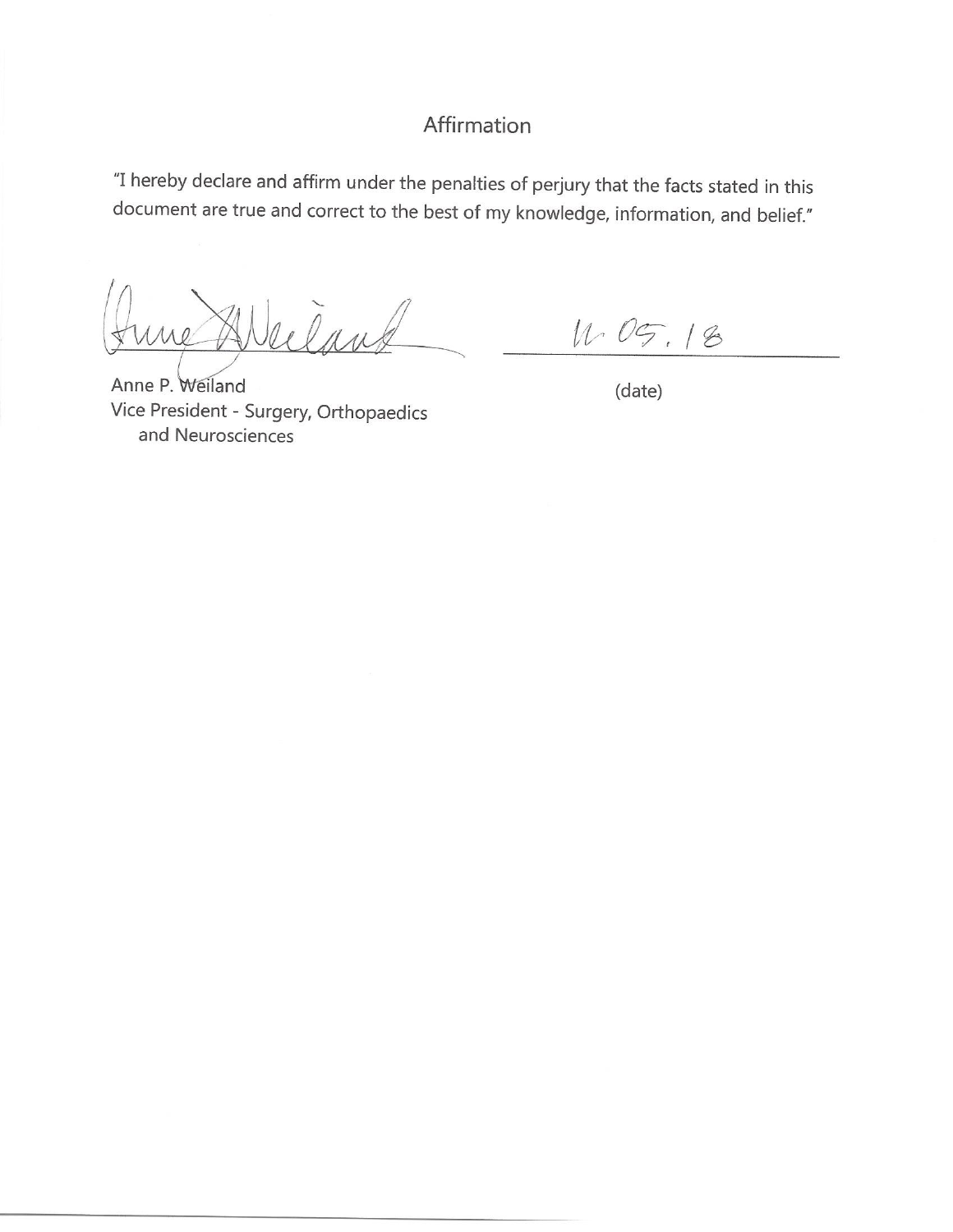# Affirmation

"I hereby declare and affirm under the penalties of perjury that the facts stated in this document are true and correct to the best of my knowledge, information, and belief."

Anne P. Weiland
Vice President - Surgery, Orthopaedics
and Neurosciences

11.05.18

(date)